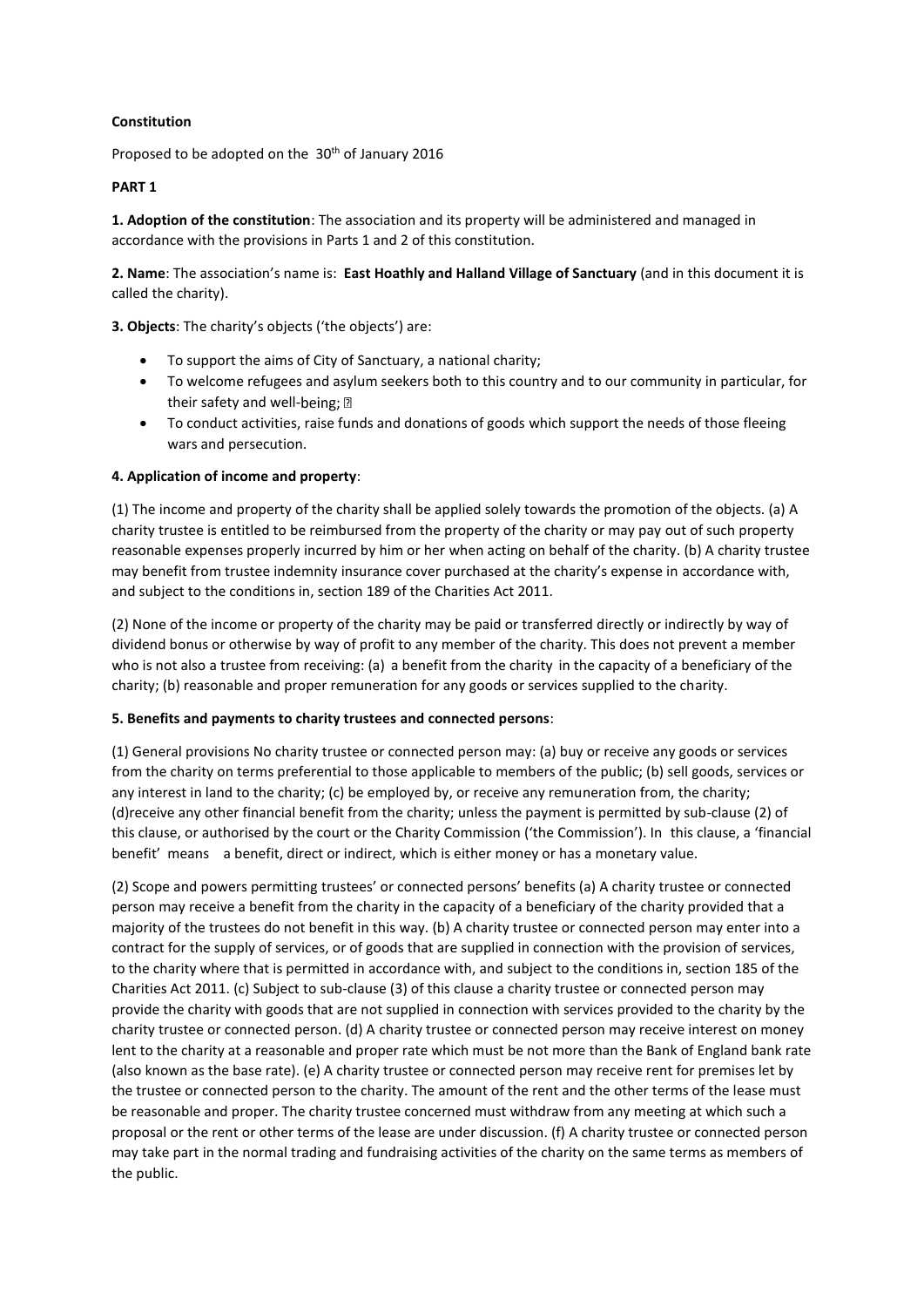**Constitution**

Proposed to be adopted on the 30th of January 2016

**PART 1**

**1. Adoption of the constitution**: The association and its property will be administered and managed in accordance with the provisions in Parts 1 and 2 of this constitution.

**2. Name**: The association's name is: **East Hoathly and Halland Village of Sanctuary** (and in this document it is called the charity).

**3. Objects**: The charity's objects ('the objects') are:

- To support the aims of City of Sanctuary, a national charity;
- To welcome refugees and asylum seekers both to this country and to our community in particular, for their safety and well-being;
- To conduct activities, raise funds and donations of goods which support the needs of those fleeing wars and persecution.

**4. Application of income and property**:

(1) The income and property of the charity shall be applied solely towards the promotion of the objects. (a) A charity trustee is entitled to be reimbursed from the property of the charity or may pay out of such property reasonable expenses properly incurred by him or her when acting on behalf of the charity. (b) A charity trustee may benefit from trustee indemnity insurance cover purchased at the charity's expense in accordance with, and subject to the conditions in, section 189 of the Charities Act 2011.

(2) None of the income or property of the charity may be paid or transferred directly or indirectly by way of dividend bonus or otherwise by way of profit to any member of the charity. This does not prevent a member who is not also a trustee from receiving: (a) a benefit from the charity in the capacity of a beneficiary of the charity; (b) reasonable and proper remuneration for any goods or services supplied to the charity.

**5. Benefits and payments to charity trustees and connected persons**:

(1) General provisions No charity trustee or connected person may: (a) buy or receive any goods or services from the charity on terms preferential to those applicable to members of the public; (b) sell goods, services or any interest in land to the charity; (c) be employed by, or receive any remuneration from, the charity; (d)receive any other financial benefit from the charity; unless the payment is permitted by sub-clause (2) of this clause, or authorised by the court or the Charity Commission ('the Commission'). In this clause, a 'financial benefit' means a benefit, direct or indirect, which is either money or has a monetary value.

(2) Scope and powers permitting trustees' or connected persons' benefits (a) A charity trustee or connected person may receive a benefit from the charity in the capacity of a beneficiary of the charity provided that a majority of the trustees do not benefit in this way. (b) A charity trustee or connected person may enter into a contract for the supply of services, or of goods that are supplied in connection with the provision of services, to the charity where that is permitted in accordance with, and subject to the conditions in, section 185 of the Charities Act 2011. (c) Subject to sub-clause (3) of this clause a charity trustee or connected person may provide the charity with goods that are not supplied in connection with services provided to the charity by the charity trustee or connected person. (d) A charity trustee or connected person may receive interest on money lent to the charity at a reasonable and proper rate which must be not more than the Bank of England bank rate (also known as the base rate). (e) A charity trustee or connected person may receive rent for premises let by the trustee or connected person to the charity. The amount of the rent and the other terms of the lease must be reasonable and proper. The charity trustee concerned must withdraw from any meeting at which such a proposal or the rent or other terms of the lease are under discussion. (f) A charity trustee or connected person may take part in the normal trading and fundraising activities of the charity on the same terms as members of the public.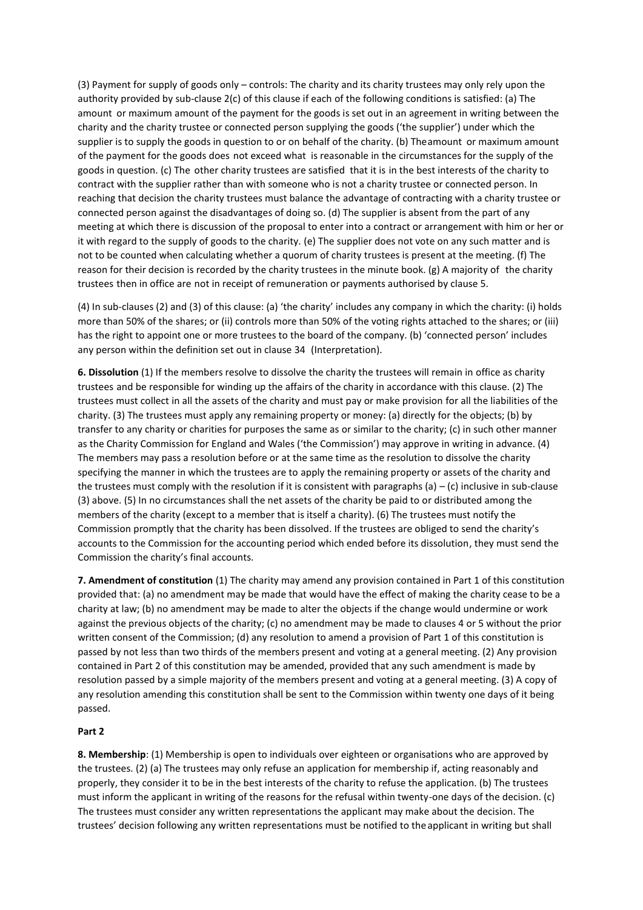(3) Payment for supply of goods only – controls: The charity and its charity trustees may only rely upon the authority provided by sub-clause 2(c) of this clause if each of the following conditions is satisfied: (a) The amount or maximum amount of the payment for the goods is set out in an agreement in writing between the charity and the charity trustee or connected person supplying the goods ('the supplier') under which the supplier is to supply the goods in question to or on behalf of the charity. (b) The amount or maximum amount of the payment for the goods does not exceed what is reasonable in the circumstances for the supply of the goods in question. (c) The other charity trustees are satisfied that it is in the best interests of the charity to contract with the supplier rather than with someone who is not a charity trustee or connected person. In reaching that decision the charity trustees must balance the advantage of contracting with a charity trustee or connected person against the disadvantages of doing so. (d) The supplier is absent from the part of any meeting at which there is discussion of the proposal to enter into a contract or arrangement with him or her or it with regard to the supply of goods to the charity. (e) The supplier does not vote on any such matter and is not to be counted when calculating whether a quorum of charity trustees is present at the meeting. (f) The reason for their decision is recorded by the charity trustees in the minute book. (g) A majority of the charity trustees then in office are not in receipt of remuneration or payments authorised by clause 5.

(4) In sub-clauses (2) and (3) of this clause: (a) 'the charity' includes any company in which the charity: (i) holds more than 50% of the shares; or (ii) controls more than 50% of the voting rights attached to the shares; or (iii) has the right to appoint one or more trustees to the board of the company. (b) 'connected person' includes any person within the definition set out in clause 34 (Interpretation).

**6. Dissolution** (1) If the members resolve to dissolve the charity the trustees will remain in office as charity trustees and be responsible for winding up the affairs of the charity in accordance with this clause. (2) The trustees must collect in all the assets of the charity and must pay or make provision for all the liabilities of the charity. (3) The trustees must apply any remaining property or money: (a) directly for the objects; (b) by transfer to any charity or charities for purposes the same as or similar to the charity; (c) in such other manner as the Charity Commission for England and Wales ('the Commission') may approve in writing in advance. (4) The members may pass a resolution before or at the same time as the resolution to dissolve the charity specifying the manner in which the trustees are to apply the remaining property or assets of the charity and the trustees must comply with the resolution if it is consistent with paragraphs (a) – (c) inclusive in sub-clause (3) above. (5) In no circumstances shall the net assets of the charity be paid to or distributed among the members of the charity (except to a member that is itself a charity). (6) The trustees must notify the Commission promptly that the charity has been dissolved. If the trustees are obliged to send the charity's accounts to the Commission for the accounting period which ended before its dissolution, they must send the Commission the charity's final accounts.

**7. Amendment of constitution** (1) The charity may amend any provision contained in Part 1 of this constitution provided that: (a) no amendment may be made that would have the effect of making the charity cease to be a charity at law; (b) no amendment may be made to alter the objects if the change would undermine or work against the previous objects of the charity; (c) no amendment may be made to clauses 4 or 5 without the prior written consent of the Commission; (d) any resolution to amend a provision of Part 1 of this constitution is passed by not less than two thirds of the members present and voting at a general meeting. (2) Any provision contained in Part 2 of this constitution may be amended, provided that any such amendment is made by resolution passed by a simple majority of the members present and voting at a general meeting. (3) A copy of any resolution amending this constitution shall be sent to the Commission within twenty one days of it being passed.

**Part 2**

**8. Membership**: (1) Membership is open to individuals over eighteen or organisations who are approved by the trustees. (2) (a) The trustees may only refuse an application for membership if, acting reasonably and properly, they consider it to be in the best interests of the charity to refuse the application. (b) The trustees must inform the applicant in writing of the reasons for the refusal within twenty-one days of the decision. (c) The trustees must consider any written representations the applicant may make about the decision. The trustees' decision following any written representations must be notified to the applicant in writing but shall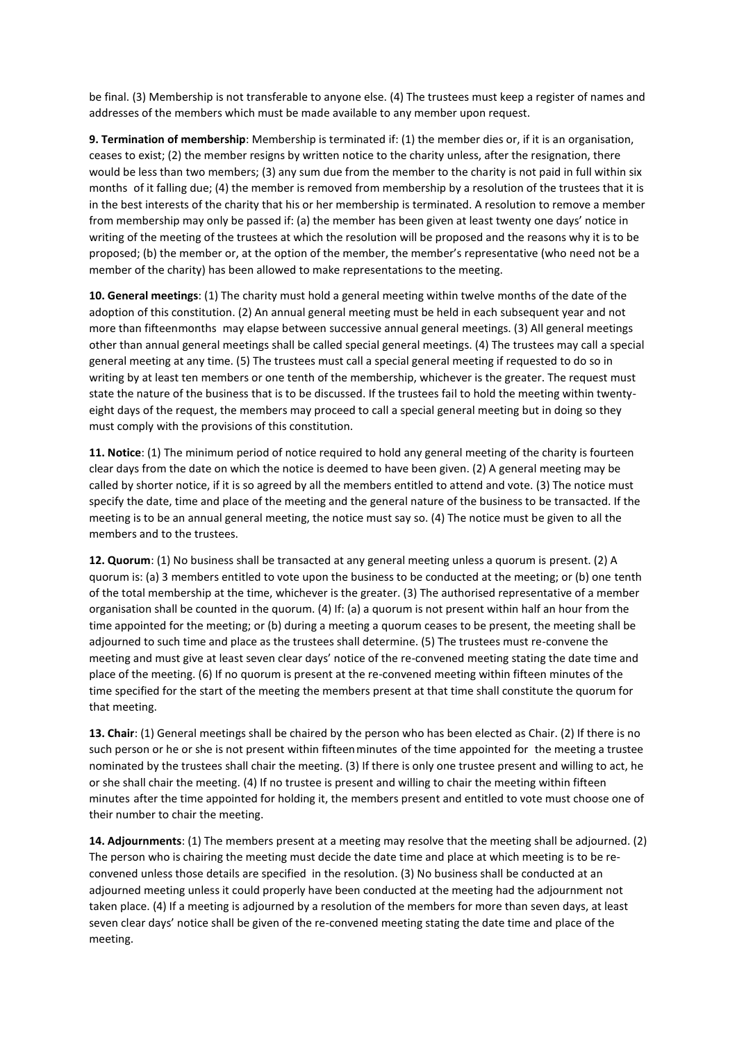be final. (3) Membership is not transferable to anyone else. (4) The trustees must keep a register of names and addresses of the members which must be made available to any member upon request.

**9. Termination of membership**: Membership is terminated if: (1) the member dies or, if it is an organisation, ceases to exist; (2) the member resigns by written notice to the charity unless, after the resignation, there would be less than two members; (3) any sum due from the member to the charity is not paid in full within six months of it falling due; (4) the member is removed from membership by a resolution of the trustees that it is in the best interests of the charity that his or her membership is terminated. A resolution to remove a member from membership may only be passed if: (a) the member has been given at least twenty one days' notice in writing of the meeting of the trustees at which the resolution will be proposed and the reasons why it is to be proposed; (b) the member or, at the option of the member, the member's representative (who need not be a member of the charity) has been allowed to make representations to the meeting.

**10. General meetings**: (1) The charity must hold a general meeting within twelve months of the date of the adoption of this constitution. (2) An annual general meeting must be held in each subsequent year and not more than fifteenmonths may elapse between successive annual general meetings. (3) All general meetings other than annual general meetings shall be called special general meetings. (4) The trustees may call a special general meeting at any time. (5) The trustees must call a special general meeting if requested to do so in writing by at least ten members or one tenth of the membership, whichever is the greater. The request must state the nature of the business that is to be discussed. If the trustees fail to hold the meeting within twenty-eight days of the request, the members may proceed to call a special general meeting but in doing so they must comply with the provisions of this constitution.

**11. Notice**: (1) The minimum period of notice required to hold any general meeting of the charity is fourteen clear days from the date on which the notice is deemed to have been given. (2) A general meeting may be called by shorter notice, if it is so agreed by all the members entitled to attend and vote. (3) The notice must specify the date, time and place of the meeting and the general nature of the business to be transacted. If the meeting is to be an annual general meeting, the notice must say so. (4) The notice must be given to all the members and to the trustees.

**12. Quorum**: (1) No business shall be transacted at any general meeting unless a quorum is present. (2) A quorum is: (a) 3 members entitled to vote upon the business to be conducted at the meeting; or (b) one tenth of the total membership at the time, whichever is the greater. (3) The authorised representative of a member organisation shall be counted in the quorum. (4) If: (a) a quorum is not present within half an hour from the time appointed for the meeting; or (b) during a meeting a quorum ceases to be present, the meeting shall be adjourned to such time and place as the trustees shall determine. (5) The trustees must re-convene the meeting and must give at least seven clear days' notice of the re-convened meeting stating the date time and place of the meeting. (6) If no quorum is present at the re-convened meeting within fifteen minutes of the time specified for the start of the meeting the members present at that time shall constitute the quorum for that meeting.

**13. Chair**: (1) General meetings shall be chaired by the person who has been elected as Chair. (2) If there is no such person or he or she is not present within fifteenminutes of the time appointed for the meeting a trustee nominated by the trustees shall chair the meeting. (3) If there is only one trustee present and willing to act, he or she shall chair the meeting. (4) If no trustee is present and willing to chair the meeting within fifteen minutes after the time appointed for holding it, the members present and entitled to vote must choose one of their number to chair the meeting.

**14. Adjournments**: (1) The members present at a meeting may resolve that the meeting shall be adjourned. (2) The person who is chairing the meeting must decide the date time and place at which meeting is to be re-convened unless those details are specified in the resolution. (3) No business shall be conducted at an adjourned meeting unless it could properly have been conducted at the meeting had the adjournment not taken place. (4) If a meeting is adjourned by a resolution of the members for more than seven days, at least seven clear days' notice shall be given of the re-convened meeting stating the date time and place of the meeting.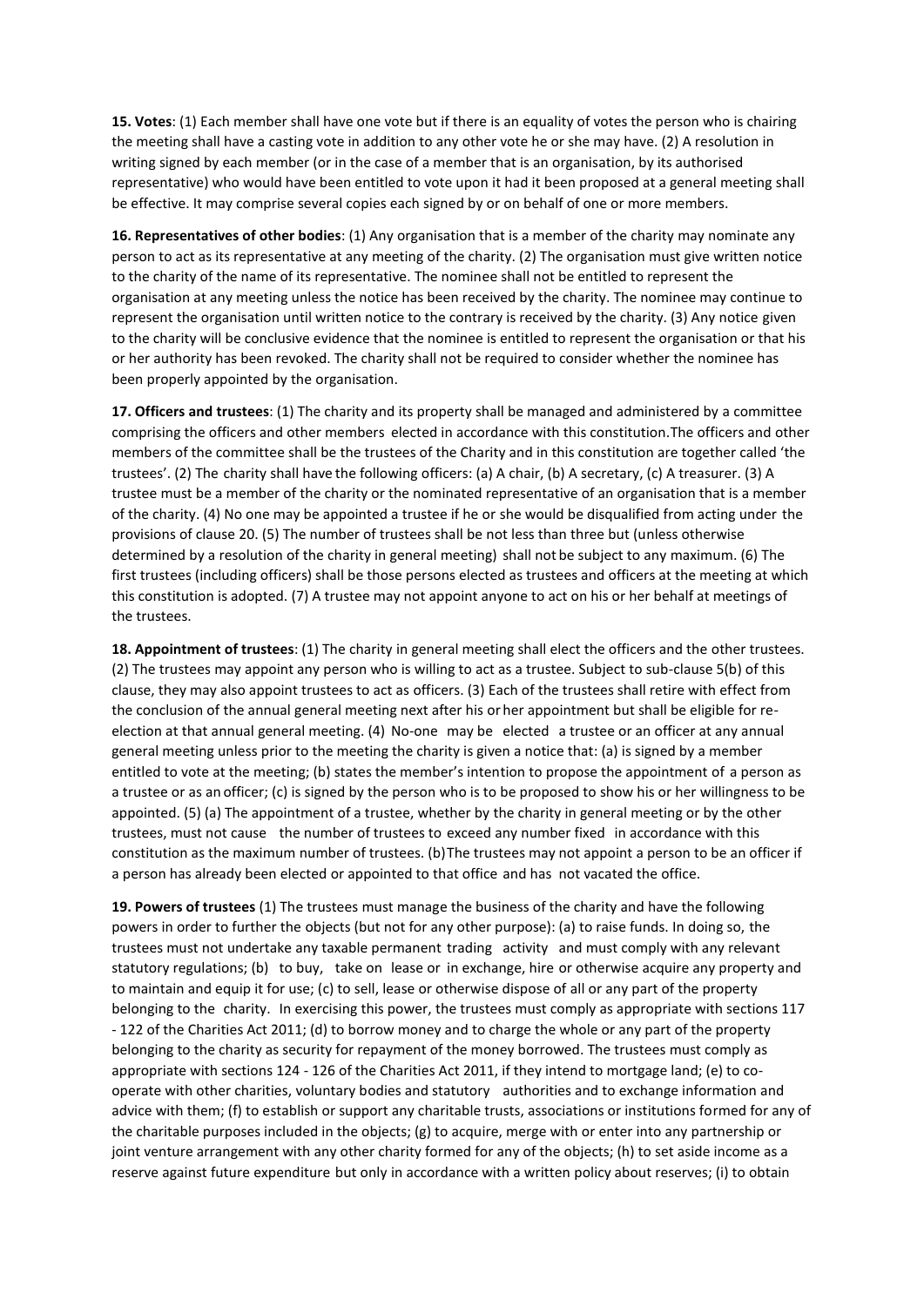**15. Votes**: (1) Each member shall have one vote but if there is an equality of votes the person who is chairing the meeting shall have a casting vote in addition to any other vote he or she may have. (2) A resolution in writing signed by each member (or in the case of a member that is an organisation, by its authorised representative) who would have been entitled to vote upon it had it been proposed at a general meeting shall be effective. It may comprise several copies each signed by or on behalf of one or more members.

**16. Representatives of other bodies**: (1) Any organisation that is a member of the charity may nominate any person to act as its representative at any meeting of the charity. (2) The organisation must give written notice to the charity of the name of its representative. The nominee shall not be entitled to represent the organisation at any meeting unless the notice has been received by the charity. The nominee may continue to represent the organisation until written notice to the contrary is received by the charity. (3) Any notice given to the charity will be conclusive evidence that the nominee is entitled to represent the organisation or that his or her authority has been revoked. The charity shall not be required to consider whether the nominee has been properly appointed by the organisation.

**17. Officers and trustees**: (1) The charity and its property shall be managed and administered by a committee comprising the officers and other members elected in accordance with this constitution.The officers and other members of the committee shall be the trustees of the Charity and in this constitution are together called 'the trustees'. (2) The charity shall have the following officers: (a) A chair, (b) A secretary, (c) A treasurer. (3) A trustee must be a member of the charity or the nominated representative of an organisation that is a member of the charity. (4) No one may be appointed a trustee if he or she would be disqualified from acting under the provisions of clause 20. (5) The number of trustees shall be not less than three but (unless otherwise determined by a resolution of the charity in general meeting) shall not be subject to any maximum. (6) The first trustees (including officers) shall be those persons elected as trustees and officers at the meeting at which this constitution is adopted. (7) A trustee may not appoint anyone to act on his or her behalf at meetings of the trustees.

**18. Appointment of trustees**: (1) The charity in general meeting shall elect the officers and the other trustees. (2) The trustees may appoint any person who is willing to act as a trustee. Subject to sub-clause 5(b) of this clause, they may also appoint trustees to act as officers. (3) Each of the trustees shall retire with effect from the conclusion of the annual general meeting next after his or her appointment but shall be eligible for re-election at that annual general meeting. (4) No-one may be elected a trustee or an officer at any annual general meeting unless prior to the meeting the charity is given a notice that: (a) is signed by a member entitled to vote at the meeting; (b) states the member's intention to propose the appointment of a person as a trustee or as an officer; (c) is signed by the person who is to be proposed to show his or her willingness to be appointed. (5) (a) The appointment of a trustee, whether by the charity in general meeting or by the other trustees, must not cause the number of trustees to exceed any number fixed in accordance with this constitution as the maximum number of trustees. (b) The trustees may not appoint a person to be an officer if a person has already been elected or appointed to that office and has not vacated the office.

**19. Powers of trustees** (1) The trustees must manage the business of the charity and have the following powers in order to further the objects (but not for any other purpose): (a) to raise funds. In doing so, the trustees must not undertake any taxable permanent trading activity and must comply with any relevant statutory regulations; (b) to buy, take on lease or in exchange, hire or otherwise acquire any property and to maintain and equip it for use; (c) to sell, lease or otherwise dispose of all or any part of the property belonging to the charity. In exercising this power, the trustees must comply as appropriate with sections 117 - 122 of the Charities Act 2011; (d) to borrow money and to charge the whole or any part of the property belonging to the charity as security for repayment of the money borrowed. The trustees must comply as appropriate with sections 124 - 126 of the Charities Act 2011, if they intend to mortgage land; (e) to co-operate with other charities, voluntary bodies and statutory authorities and to exchange information and advice with them; (f) to establish or support any charitable trusts, associations or institutions formed for any of the charitable purposes included in the objects; (g) to acquire, merge with or enter into any partnership or joint venture arrangement with any other charity formed for any of the objects; (h) to set aside income as a reserve against future expenditure but only in accordance with a written policy about reserves; (i) to obtain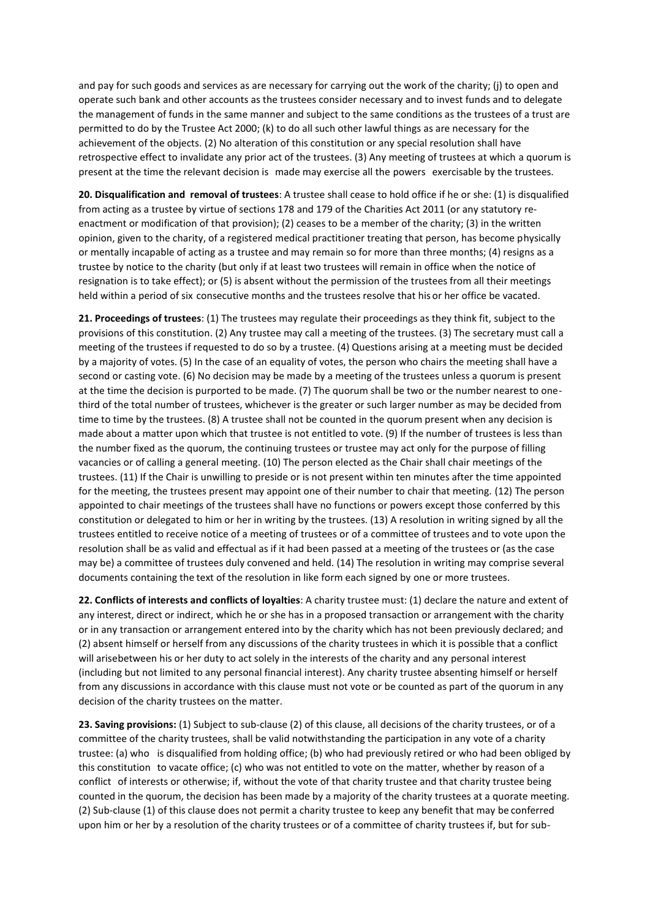and pay for such goods and services as are necessary for carrying out the work of the charity; (j) to open and operate such bank and other accounts as the trustees consider necessary and to invest funds and to delegate the management of funds in the same manner and subject to the same conditions as the trustees of a trust are permitted to do by the Trustee Act 2000; (k) to do all such other lawful things as are necessary for the achievement of the objects. (2) No alteration of this constitution or any special resolution shall have retrospective effect to invalidate any prior act of the trustees. (3) Any meeting of trustees at which a quorum is present at the time the relevant decision is made may exercise all the powers exercisable by the trustees.

**20. Disqualification and removal of trustees**: A trustee shall cease to hold office if he or she: (1) is disqualified from acting as a trustee by virtue of sections 178 and 179 of the Charities Act 2011 (or any statutory re-enactment or modification of that provision); (2) ceases to be a member of the charity; (3) in the written opinion, given to the charity, of a registered medical practitioner treating that person, has become physically or mentally incapable of acting as a trustee and may remain so for more than three months; (4) resigns as a trustee by notice to the charity (but only if at least two trustees will remain in office when the notice of resignation is to take effect); or (5) is absent without the permission of the trustees from all their meetings held within a period of six consecutive months and the trustees resolve that his or her office be vacated.

**21. Proceedings of trustees**: (1) The trustees may regulate their proceedings as they think fit, subject to the provisions of this constitution. (2) Any trustee may call a meeting of the trustees. (3) The secretary must call a meeting of the trustees if requested to do so by a trustee. (4) Questions arising at a meeting must be decided by a majority of votes. (5) In the case of an equality of votes, the person who chairs the meeting shall have a second or casting vote. (6) No decision may be made by a meeting of the trustees unless a quorum is present at the time the decision is purported to be made. (7) The quorum shall be two or the number nearest to one-third of the total number of trustees, whichever is the greater or such larger number as may be decided from time to time by the trustees. (8) A trustee shall not be counted in the quorum present when any decision is made about a matter upon which that trustee is not entitled to vote. (9) If the number of trustees is less than the number fixed as the quorum, the continuing trustees or trustee may act only for the purpose of filling vacancies or of calling a general meeting. (10) The person elected as the Chair shall chair meetings of the trustees. (11) If the Chair is unwilling to preside or is not present within ten minutes after the time appointed for the meeting, the trustees present may appoint one of their number to chair that meeting. (12) The person appointed to chair meetings of the trustees shall have no functions or powers except those conferred by this constitution or delegated to him or her in writing by the trustees. (13) A resolution in writing signed by all the trustees entitled to receive notice of a meeting of trustees or of a committee of trustees and to vote upon the resolution shall be as valid and effectual as if it had been passed at a meeting of the trustees or (as the case may be) a committee of trustees duly convened and held. (14) The resolution in writing may comprise several documents containing the text of the resolution in like form each signed by one or more trustees.

**22. Conflicts of interests and conflicts of loyalties**: A charity trustee must: (1) declare the nature and extent of any interest, direct or indirect, which he or she has in a proposed transaction or arrangement with the charity or in any transaction or arrangement entered into by the charity which has not been previously declared; and (2) absent himself or herself from any discussions of the charity trustees in which it is possible that a conflict will arisebetween his or her duty to act solely in the interests of the charity and any personal interest (including but not limited to any personal financial interest). Any charity trustee absenting himself or herself from any discussions in accordance with this clause must not vote or be counted as part of the quorum in any decision of the charity trustees on the matter.

**23. Saving provisions:** (1) Subject to sub-clause (2) of this clause, all decisions of the charity trustees, or of a committee of the charity trustees, shall be valid notwithstanding the participation in any vote of a charity trustee: (a) who is disqualified from holding office; (b) who had previously retired or who had been obliged by this constitution to vacate office; (c) who was not entitled to vote on the matter, whether by reason of a conflict of interests or otherwise; if, without the vote of that charity trustee and that charity trustee being counted in the quorum, the decision has been made by a majority of the charity trustees at a quorate meeting. (2) Sub-clause (1) of this clause does not permit a charity trustee to keep any benefit that may be conferred upon him or her by a resolution of the charity trustees or of a committee of charity trustees if, but for sub-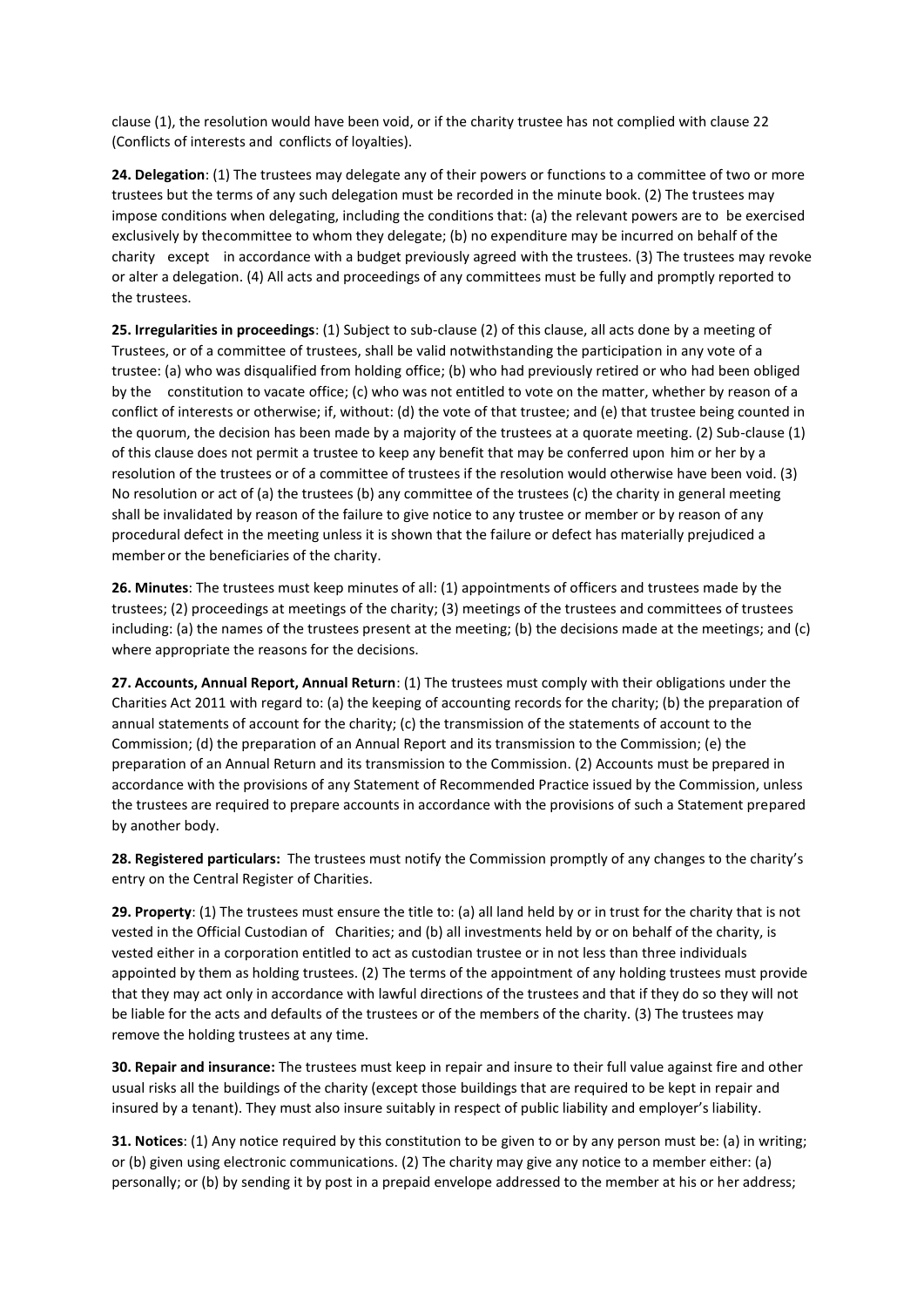clause (1), the resolution would have been void, or if the charity trustee has not complied with clause 22 (Conflicts of interests and conflicts of loyalties).

**24. Delegation**: (1) The trustees may delegate any of their powers or functions to a committee of two or more trustees but the terms of any such delegation must be recorded in the minute book. (2) The trustees may impose conditions when delegating, including the conditions that: (a) the relevant powers are to be exercised exclusively by thecommittee to whom they delegate; (b) no expenditure may be incurred on behalf of the charity except in accordance with a budget previously agreed with the trustees. (3) The trustees may revoke or alter a delegation. (4) All acts and proceedings of any committees must be fully and promptly reported to the trustees.

**25. Irregularities in proceedings**: (1) Subject to sub-clause (2) of this clause, all acts done by a meeting of Trustees, or of a committee of trustees, shall be valid notwithstanding the participation in any vote of a trustee: (a) who was disqualified from holding office; (b) who had previously retired or who had been obliged by the constitution to vacate office; (c) who was not entitled to vote on the matter, whether by reason of a conflict of interests or otherwise; if, without: (d) the vote of that trustee; and (e) that trustee being counted in the quorum, the decision has been made by a majority of the trustees at a quorate meeting. (2) Sub-clause (1) of this clause does not permit a trustee to keep any benefit that may be conferred upon him or her by a resolution of the trustees or of a committee of trustees if the resolution would otherwise have been void. (3) No resolution or act of (a) the trustees (b) any committee of the trustees (c) the charity in general meeting shall be invalidated by reason of the failure to give notice to any trustee or member or by reason of any procedural defect in the meeting unless it is shown that the failure or defect has materially prejudiced a member or the beneficiaries of the charity.

**26. Minutes**: The trustees must keep minutes of all: (1) appointments of officers and trustees made by the trustees; (2) proceedings at meetings of the charity; (3) meetings of the trustees and committees of trustees including: (a) the names of the trustees present at the meeting; (b) the decisions made at the meetings; and (c) where appropriate the reasons for the decisions.

**27. Accounts, Annual Report, Annual Return**: (1) The trustees must comply with their obligations under the Charities Act 2011 with regard to: (a) the keeping of accounting records for the charity; (b) the preparation of annual statements of account for the charity; (c) the transmission of the statements of account to the Commission; (d) the preparation of an Annual Report and its transmission to the Commission; (e) the preparation of an Annual Return and its transmission to the Commission. (2) Accounts must be prepared in accordance with the provisions of any Statement of Recommended Practice issued by the Commission, unless the trustees are required to prepare accounts in accordance with the provisions of such a Statement prepared by another body.

**28. Registered particulars:** The trustees must notify the Commission promptly of any changes to the charity's entry on the Central Register of Charities.

**29. Property**: (1) The trustees must ensure the title to: (a) all land held by or in trust for the charity that is not vested in the Official Custodian of Charities; and (b) all investments held by or on behalf of the charity, is vested either in a corporation entitled to act as custodian trustee or in not less than three individuals appointed by them as holding trustees. (2) The terms of the appointment of any holding trustees must provide that they may act only in accordance with lawful directions of the trustees and that if they do so they will not be liable for the acts and defaults of the trustees or of the members of the charity. (3) The trustees may remove the holding trustees at any time.

**30. Repair and insurance:** The trustees must keep in repair and insure to their full value against fire and other usual risks all the buildings of the charity (except those buildings that are required to be kept in repair and insured by a tenant). They must also insure suitably in respect of public liability and employer's liability.

**31. Notices**: (1) Any notice required by this constitution to be given to or by any person must be: (a) in writing; or (b) given using electronic communications. (2) The charity may give any notice to a member either: (a) personally; or (b) by sending it by post in a prepaid envelope addressed to the member at his or her address;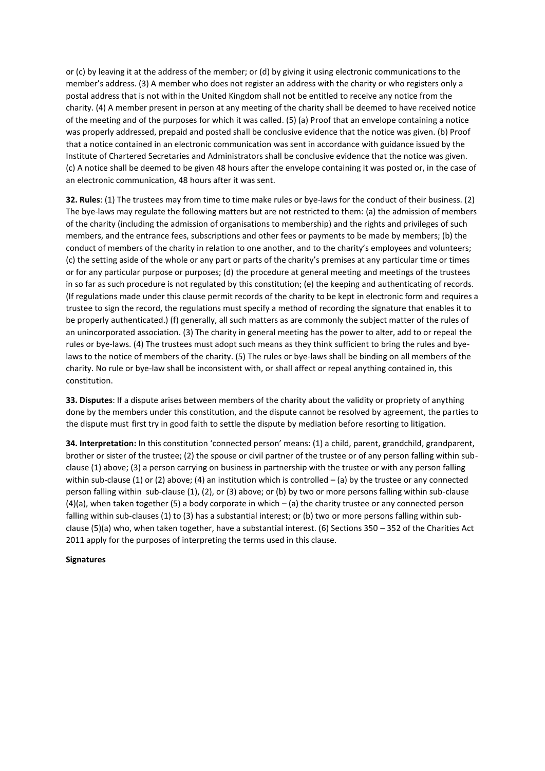or (c) by leaving it at the address of the member; or (d) by giving it using electronic communications to the member's address. (3) A member who does not register an address with the charity or who registers only a postal address that is not within the United Kingdom shall not be entitled to receive any notice from the charity. (4) A member present in person at any meeting of the charity shall be deemed to have received notice of the meeting and of the purposes for which it was called. (5) (a) Proof that an envelope containing a notice was properly addressed, prepaid and posted shall be conclusive evidence that the notice was given. (b) Proof that a notice contained in an electronic communication was sent in accordance with guidance issued by the Institute of Chartered Secretaries and Administrators shall be conclusive evidence that the notice was given. (c) A notice shall be deemed to be given 48 hours after the envelope containing it was posted or, in the case of an electronic communication, 48 hours after it was sent.

**32. Rules**: (1) The trustees may from time to time make rules or bye-laws for the conduct of their business. (2) The bye-laws may regulate the following matters but are not restricted to them: (a) the admission of members of the charity (including the admission of organisations to membership) and the rights and privileges of such members, and the entrance fees, subscriptions and other fees or payments to be made by members; (b) the conduct of members of the charity in relation to one another, and to the charity's employees and volunteers; (c) the setting aside of the whole or any part or parts of the charity's premises at any particular time or times or for any particular purpose or purposes; (d) the procedure at general meeting and meetings of the trustees in so far as such procedure is not regulated by this constitution; (e) the keeping and authenticating of records. (If regulations made under this clause permit records of the charity to be kept in electronic form and requires a trustee to sign the record, the regulations must specify a method of recording the signature that enables it to be properly authenticated.) (f) generally, all such matters as are commonly the subject matter of the rules of an unincorporated association. (3) The charity in general meeting has the power to alter, add to or repeal the rules or bye-laws. (4) The trustees must adopt such means as they think sufficient to bring the rules and bye-laws to the notice of members of the charity. (5) The rules or bye-laws shall be binding on all members of the charity. No rule or bye-law shall be inconsistent with, or shall affect or repeal anything contained in, this constitution.

**33. Disputes**: If a dispute arises between members of the charity about the validity or propriety of anything done by the members under this constitution, and the dispute cannot be resolved by agreement, the parties to the dispute must first try in good faith to settle the dispute by mediation before resorting to litigation.

**34. Interpretation:** In this constitution 'connected person' means: (1) a child, parent, grandchild, grandparent, brother or sister of the trustee; (2) the spouse or civil partner of the trustee or of any person falling within sub-clause (1) above; (3) a person carrying on business in partnership with the trustee or with any person falling within sub-clause (1) or (2) above; (4) an institution which is controlled – (a) by the trustee or any connected person falling within sub-clause (1), (2), or (3) above; or (b) by two or more persons falling within sub-clause (4)(a), when taken together (5) a body corporate in which – (a) the charity trustee or any connected person falling within sub-clauses (1) to (3) has a substantial interest; or (b) two or more persons falling within sub-clause (5)(a) who, when taken together, have a substantial interest. (6) Sections 350 – 352 of the Charities Act 2011 apply for the purposes of interpreting the terms used in this clause.

**Signatures**